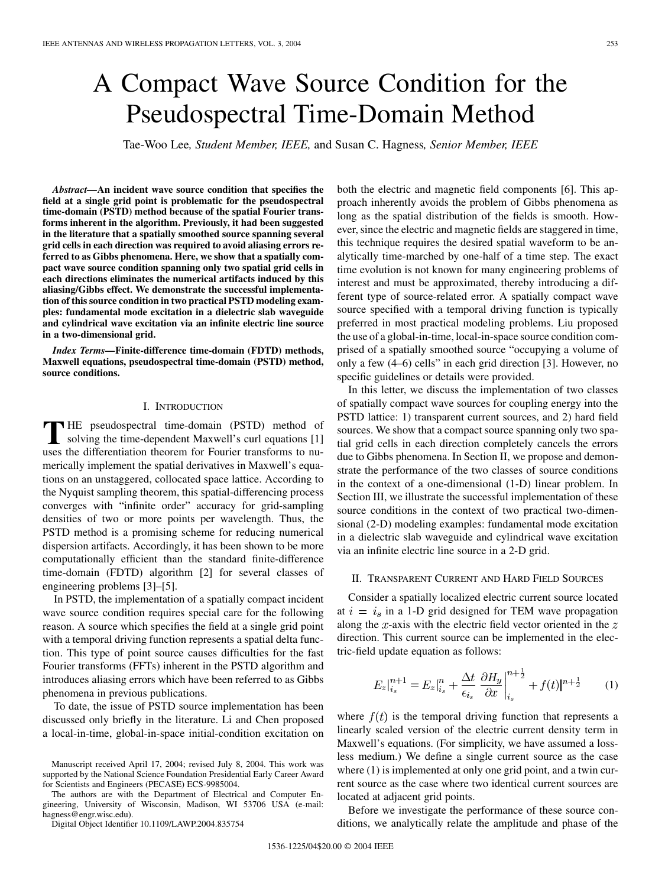# A Compact Wave Source Condition for the Pseudospectral Time-Domain Method

Tae-Woo Lee, *Student Member, IEEE,* and Susan C. Hagness, *Senior Member, IEEE*

***Abstract*—An incident wave source condition that specifies the field at a single grid point is problematic for the pseudospectral time-domain (PSTD) method because of the spatial Fourier transforms inherent in the algorithm. Previously, it had been suggested in the literature that a spatially smoothed source spanning several grid cells in each direction was required to avoid aliasing errors referred to as Gibbs phenomena. Here, we show that a spatially compact wave source condition spanning only two spatial grid cells in each directions eliminates the numerical artifacts induced by this aliasing/Gibbs effect. We demonstrate the successful implementation of this source condition in two practical PSTD modeling examples: fundamental mode excitation in a dielectric slab waveguide and cylindrical wave excitation via an infinite electric line source in a two-dimensional grid.**

***Index Terms*—Finite-difference time-domain (FDTD) methods, Maxwell equations, pseudospectral time-domain (PSTD) method, source conditions.**

## I. Introduction

The pseudospectral time-domain (PSTD) method of solving the time-dependent Maxwell's curl equations [1] uses the differentiation theorem for Fourier transforms to numerically implement the spatial derivatives in Maxwell's equations on an unstaggered, collocated space lattice. According to the Nyquist sampling theorem, this spatial-differencing process converges with "infinite order" accuracy for grid-sampling densities of two or more points per wavelength. Thus, the PSTD method is a promising scheme for reducing numerical dispersion artifacts. Accordingly, it has been shown to be more computationally efficient than the standard finite-difference time-domain (FDTD) algorithm [2] for several classes of engineering problems [3]–[5].

In PSTD, the implementation of a spatially compact incident wave source condition requires special care for the following reason. A source which specifies the field at a single grid point with a temporal driving function represents a spatial delta function. This type of point source causes difficulties for the fast Fourier transforms (FFTs) inherent in the PSTD algorithm and introduces aliasing errors which have been referred to as Gibbs phenomena in previous publications.

To date, the issue of PSTD source implementation has been discussed only briefly in the literature. Li and Chen proposed a local-in-time, global-in-space initial-condition excitation on both the electric and magnetic field components [6]. This approach inherently avoids the problem of Gibbs phenomena as long as the spatial distribution of the fields is smooth. However, since the electric and magnetic fields are staggered in time, this technique requires the desired spatial waveform to be analytically time-marched by one-half of a time step. The exact time evolution is not known for many engineering problems of interest and must be approximated, thereby introducing a different type of source-related error. A spatially compact wave source specified with a temporal driving function is typically preferred in most practical modeling problems. Liu proposed the use of a global-in-time, local-in-space source condition comprised of a spatially smoothed source "occupying a volume of only a few (4–6) cells" in each grid direction [3]. However, no specific guidelines or details were provided.

In this letter, we discuss the implementation of two classes of spatially compact wave sources for coupling energy into the PSTD lattice: 1) transparent current sources, and 2) hard field sources. We show that a compact source spanning only two spatial grid cells in each direction completely cancels the errors due to Gibbs phenomena. In Section II, we propose and demonstrate the performance of the two classes of source conditions in the context of a one-dimensional (1-D) linear problem. In Section III, we illustrate the successful implementation of these source conditions in the context of two practical two-dimensional (2-D) modeling examples: fundamental mode excitation in a dielectric slab waveguide and cylindrical wave excitation via an infinite electric line source in a 2-D grid.

## II. Transparent Current and Hard Field Sources

Consider a spatially localized electric current source located at $i = i_s$ in a 1-D grid designed for TEM wave propagation along the $x$-axis with the electric field vector oriented in the $z$ direction. This current source can be implemented in the electric-field update equation as follows:

$$E_z\big|_{i_s}^{n+1} = E_z\big|_{i_s}^{n} + \frac{\Delta t}{\epsilon_{i_s}} \frac{\partial H_y}{\partial x}\bigg|_{i_s}^{n+\frac{1}{2}} + f(t)\big|^{n+\frac{1}{2}} \qquad (1)$$

where $f(t)$ is the temporal driving function that represents a linearly scaled version of the electric current density term in Maxwell's equations. (For simplicity, we have assumed a lossless medium.) We define a single current source as the case where (1) is implemented at only one grid point, and a twin current source as the case where two identical current sources are located at adjacent grid points.

Before we investigate the performance of these source conditions, we analytically relate the amplitude and phase of the

Manuscript received April 17, 2004; revised July 8, 2004. This work was supported by the National Science Foundation Presidential Early Career Award for Scientists and Engineers (PECASE) ECS-9985004.

The authors are with the Department of Electrical and Computer Engineering, University of Wisconsin, Madison, WI 53706 USA (e-mail: hagness@engr.wisc.edu).

Digital Object Identifier 10.1109/LAWP.2004.835754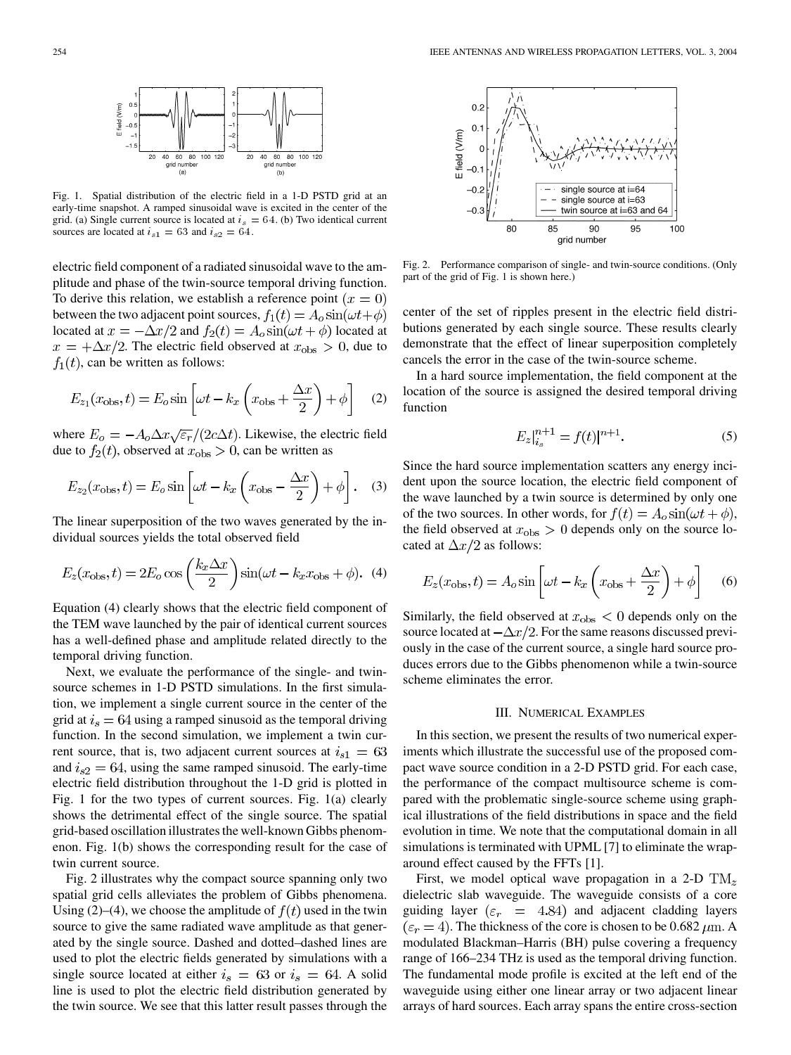Fig. 1. Spatial distribution of the electric field in a 1-D PSTD grid at an early-time snapshot. A ramped sinusoidal wave is excited in the center of the grid. (a) Single current source is located at $i_s = 64$. (b) Two identical current sources are located at $i_{s1} = 63$ and $i_{s2} = 64$.

electric field component of a radiated sinusoidal wave to the amplitude and phase of the twin-source temporal driving function. To derive this relation, we establish a reference point $(x = 0)$ between the two adjacent point sources, $f_1(t) = A_o \sin(\omega t + \phi)$ located at $x = -\Delta x/2$ and $f_2(t) = A_o \sin(\omega t + \phi)$ located at $x = +\Delta x/2$. The electric field observed at $x_{\text{obs}} > 0$, due to $f_1(t)$, can be written as follows:

$$E_{z_1}(x_{\text{obs}}, t) = E_o \sin\left[\omega t - k_x\left(x_{\text{obs}} + \frac{\Delta x}{2}\right) + \phi\right] \quad (2)$$

where $E_o = -A_o \Delta x \sqrt{\varepsilon_r}/(2c\Delta t)$. Likewise, the electric field due to $f_2(t)$, observed at $x_{\text{obs}} > 0$, can be written as

$$E_{z_2}(x_{\text{obs}}, t) = E_o \sin\left[\omega t - k_x\left(x_{\text{obs}} - \frac{\Delta x}{2}\right) + \phi\right]. \quad (3)$$

The linear superposition of the two waves generated by the individual sources yields the total observed field

$$E_z(x_{\text{obs}}, t) = 2E_o \cos\left(\frac{k_x \Delta x}{2}\right) \sin(\omega t - k_x x_{\text{obs}} + \phi). \quad (4)$$

Equation (4) clearly shows that the electric field component of the TEM wave launched by the pair of identical current sources has a well-defined phase and amplitude related directly to the temporal driving function.

Next, we evaluate the performance of the single- and twin-source schemes in 1-D PSTD simulations. In the first simulation, we implement a single current source in the center of the grid at $i_s = 64$ using a ramped sinusoid as the temporal driving function. In the second simulation, we implement a twin current source, that is, two adjacent current sources at $i_{s1} = 63$ and $i_{s2} = 64$, using the same ramped sinusoid. The early-time electric field distribution throughout the 1-D grid is plotted in Fig. 1 for the two types of current sources. Fig. 1(a) clearly shows the detrimental effect of the single source. The spatial grid-based oscillation illustrates the well-known Gibbs phenomenon. Fig. 1(b) shows the corresponding result for the case of twin current source.

Fig. 2 illustrates why the compact source spanning only two spatial grid cells alleviates the problem of Gibbs phenomena. Using (2)–(4), we choose the amplitude of $f(t)$ used in the twin source to give the same radiated wave amplitude as that generated by the single source. Dashed and dotted–dashed lines are used to plot the electric fields generated by simulations with a single source located at either $i_s = 63$ or $i_s = 64$. A solid line is used to plot the electric field distribution generated by the twin source. We see that this latter result passes through the

Fig. 2. Performance comparison of single- and twin-source conditions. (Only part of the grid of Fig. 1 is shown here.)

center of the set of ripples present in the electric field distributions generated by each single source. These results clearly demonstrate that the effect of linear superposition completely cancels the error in the case of the twin-source scheme.

In a hard source implementation, the field component at the location of the source is assigned the desired temporal driving function

$$E_z|_{i_s}^{n+1} = f(t)|^{n+1}. \quad (5)$$

Since the hard source implementation scatters any energy incident upon the source location, the electric field component of the wave launched by a twin source is determined by only one of the two sources. In other words, for $f(t) = A_o \sin(\omega t + \phi)$, the field observed at $x_{\text{obs}} > 0$ depends only on the source located at $\Delta x/2$ as follows:

$$E_z(x_{\text{obs}}, t) = A_o \sin\left[\omega t - k_x\left(x_{\text{obs}} + \frac{\Delta x}{2}\right) + \phi\right] \quad (6)$$

Similarly, the field observed at $x_{\text{obs}} < 0$ depends only on the source located at $-\Delta x/2$. For the same reasons discussed previously in the case of the current source, a single hard source produces errors due to the Gibbs phenomenon while a twin-source scheme eliminates the error.

## III. Numerical Examples

In this section, we present the results of two numerical experiments which illustrate the successful use of the proposed compact wave source condition in a 2-D PSTD grid. For each case, the performance of the compact multisource scheme is compared with the problematic single-source scheme using graphical illustrations of the field distributions in space and the field evolution in time. We note that the computational domain in all simulations is terminated with UPML [7] to eliminate the wraparound effect caused by the FFTs [1].

First, we model optical wave propagation in a 2-D $\text{TM}_z$ dielectric slab waveguide. The waveguide consists of a core guiding layer ($\varepsilon_r = 4.84$) and adjacent cladding layers ($\varepsilon_r = 4$). The thickness of the core is chosen to be 0.682 $\mu$m. A modulated Blackman–Harris (BH) pulse covering a frequency range of 166–234 THz is used as the temporal driving function. The fundamental mode profile is excited at the left end of the waveguide using either one linear array or two adjacent linear arrays of hard sources. Each array spans the entire cross-section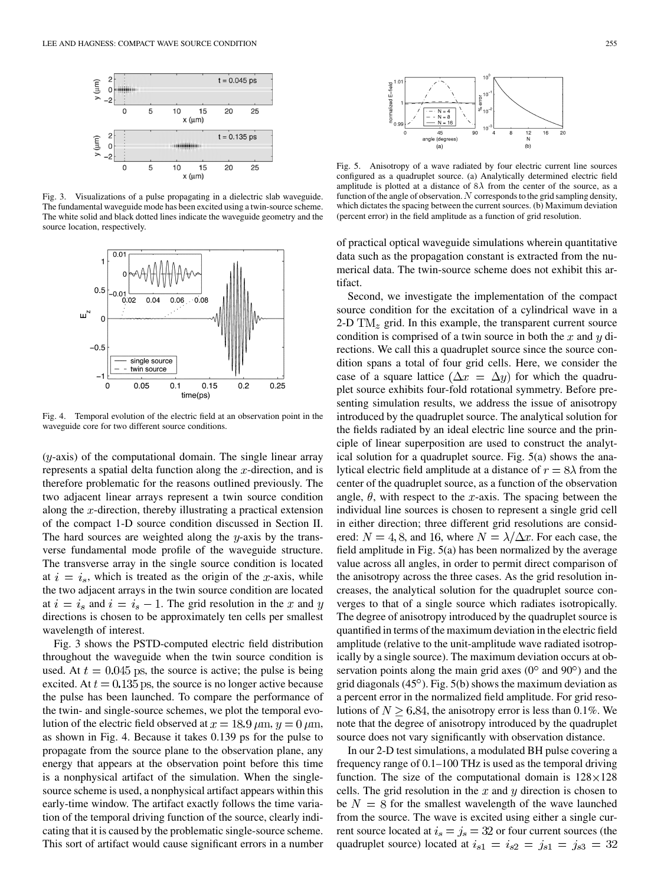Fig. 3. Visualizations of a pulse propagating in a dielectric slab waveguide. The fundamental waveguide mode has been excited using a twin-source scheme. The white solid and black dotted lines indicate the waveguide geometry and the source location, respectively.

Fig. 4. Temporal evolution of the electric field at an observation point in the waveguide core for two different source conditions.

($y$-axis) of the computational domain. The single linear array represents a spatial delta function along the $x$-direction, and is therefore problematic for the reasons outlined previously. The two adjacent linear arrays represent a twin source condition along the $x$-direction, thereby illustrating a practical extension of the compact 1-D source condition discussed in Section II. The hard sources are weighted along the $y$-axis by the transverse fundamental mode profile of the waveguide structure. The transverse array in the single source condition is located at $i = i_s$, which is treated as the origin of the $x$-axis, while the two adjacent arrays in the twin source condition are located at $i = i_s$ and $i = i_s - 1$. The grid resolution in the $x$ and $y$ directions is chosen to be approximately ten cells per smallest wavelength of interest.

Fig. 3 shows the PSTD-computed electric field distribution throughout the waveguide when the twin source condition is used. At $t = 0.045$ ps, the source is active; the pulse is being excited. At $t = 0.135$ ps, the source is no longer active because the pulse has been launched. To compare the performance of the twin- and single-source schemes, we plot the temporal evolution of the electric field observed at $x = 18.9\,\mu\text{m}$, $y = 0\,\mu\text{m}$, as shown in Fig. 4. Because it takes 0.139 ps for the pulse to propagate from the source plane to the observation plane, any energy that appears at the observation point before this time is a nonphysical artifact of the simulation. When the single-source scheme is used, a nonphysical artifact appears within this early-time window. The artifact exactly follows the time variation of the temporal driving function of the source, clearly indicating that it is caused by the problematic single-source scheme. This sort of artifact would cause significant errors in a number of practical optical waveguide simulations wherein quantitative data such as the propagation constant is extracted from the numerical data. The twin-source scheme does not exhibit this artifact.

Second, we investigate the implementation of the compact source condition for the excitation of a cylindrical wave in a 2-D $\text{TM}_z$ grid. In this example, the transparent current source condition is comprised of a twin source in both the $x$ and $y$ directions. We call this a quadruplet source since the source condition spans a total of four grid cells. Here, we consider the case of a square lattice ($\Delta x = \Delta y$) for which the quadruplet source exhibits four-fold rotational symmetry. Before presenting simulation results, we address the issue of anisotropy introduced by the quadruplet source. The analytical solution for the fields radiated by an ideal electric line source and the principle of linear superposition are used to construct the analytical solution for a quadruplet source. Fig. 5(a) shows the analytical electric field amplitude at a distance of $r = 8\lambda$ from the center of the quadruplet source, as a function of the observation angle, $\theta$, with respect to the $x$-axis. The spacing between the individual line sources is chosen to represent a single grid cell in either direction; three different grid resolutions are considered: $N = 4, 8$, and $16$, where $N = \lambda/\Delta x$. For each case, the field amplitude in Fig. 5(a) has been normalized by the average value across all angles, in order to permit direct comparison of the anisotropy across the three cases. As the grid resolution increases, the analytical solution for the quadruplet source converges to that of a single source which radiates isotropically. The degree of anisotropy introduced by the quadruplet source is quantified in terms of the maximum deviation in the electric field amplitude (relative to the unit-amplitude wave radiated isotropically by a single source). The maximum deviation occurs at observation points along the main grid axes (0° and 90°) and the grid diagonals (45°). Fig. 5(b) shows the maximum deviation as a percent error in the normalized field amplitude. For grid resolutions of $N \geq 6.84$, the anisotropy error is less than 0.1%. We note that the degree of anisotropy introduced by the quadruplet source does not vary significantly with observation distance.

Fig. 5. Anisotropy of a wave radiated by four electric current line sources configured as a quadruplet source. (a) Analytically determined electric field amplitude is plotted at a distance of $8\lambda$ from the center of the source, as a function of the angle of observation. $N$ corresponds to the grid sampling density, which dictates the spacing between the current sources. (b) Maximum deviation (percent error) in the field amplitude as a function of grid resolution.

In our 2-D test simulations, a modulated BH pulse covering a frequency range of 0.1–100 THz is used as the temporal driving function. The size of the computational domain is $128 \times 128$ cells. The grid resolution in the $x$ and $y$ direction is chosen to be $N = 8$ for the smallest wavelength of the wave launched from the source. The wave is excited using either a single current source located at $i_s = j_s = 32$ or four current sources (the quadruplet source) located at $i_{s1} = i_{s2} = j_{s1} = j_{s3} = 32$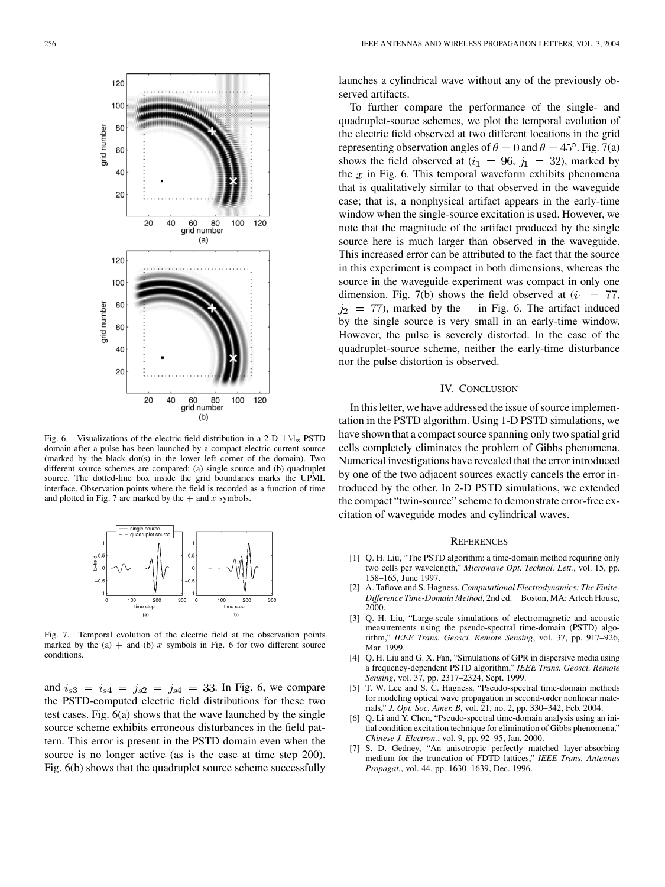Fig. 6. Visualizations of the electric field distribution in a 2-D $\mathrm{TM}_z$ PSTD domain after a pulse has been launched by a compact electric current source (marked by the black dot(s) in the lower left corner of the domain). Two different source schemes are compared: (a) single source and (b) quadruplet source. The dotted-line box inside the grid boundaries marks the UPML interface. Observation points where the field is recorded as a function of time and plotted in Fig. 7 are marked by the + and $x$ symbols.

Fig. 7. Temporal evolution of the electric field at the observation points marked by the (a) + and (b) $x$ symbols in Fig. 6 for two different source conditions.

and $i_{s3} = i_{s4} = j_{s2} = j_{s4} = 33$. In Fig. 6, we compare the PSTD-computed electric field distributions for these two test cases. Fig. 6(a) shows that the wave launched by the single source scheme exhibits erroneous disturbances in the field pattern. This error is present in the PSTD domain even when the source is no longer active (as is the case at time step 200). Fig. 6(b) shows that the quadruplet source scheme successfully launches a cylindrical wave without any of the previously observed artifacts.

To further compare the performance of the single- and quadruplet-source schemes, we plot the temporal evolution of the electric field observed at two different locations in the grid representing observation angles of $\theta = 0$ and $\theta = 45^\circ$. Fig. 7(a) shows the field observed at ($i_1 = 96$, $j_1 = 32$), marked by the $x$ in Fig. 6. This temporal waveform exhibits phenomena that is qualitatively similar to that observed in the waveguide case; that is, a nonphysical artifact appears in the early-time window when the single-source excitation is used. However, we note that the magnitude of the artifact produced by the single source here is much larger than observed in the waveguide. This increased error can be attributed to the fact that the source in this experiment is compact in both dimensions, whereas the source in the waveguide experiment was compact in only one dimension. Fig. 7(b) shows the field observed at ($i_1 = 77$, $j_2 = 77$), marked by the + in Fig. 6. The artifact induced by the single source is very small in an early-time window. However, the pulse is severely distorted. In the case of the quadruplet-source scheme, neither the early-time disturbance nor the pulse distortion is observed.

## IV. Conclusion

In this letter, we have addressed the issue of source implementation in the PSTD algorithm. Using 1-D PSTD simulations, we have shown that a compact source spanning only two spatial grid cells completely eliminates the problem of Gibbs phenomena. Numerical investigations have revealed that the error introduced by one of the two adjacent sources exactly cancels the error introduced by the other. In 2-D PSTD simulations, we extended the compact "twin-source" scheme to demonstrate error-free excitation of waveguide modes and cylindrical waves.

## References

[1] Q. H. Liu, "The PSTD algorithm: a time-domain method requiring only two cells per wavelength," *Microwave Opt. Technol. Lett.*, vol. 15, pp. 158–165, June 1997.

[2] A. Taflove and S. Hagness, *Computational Electrodynamics: The Finite-Difference Time-Domain Method*, 2nd ed. Boston, MA: Artech House, 2000.

[3] Q. H. Liu, "Large-scale simulations of electromagnetic and acoustic measurements using the pseudo-spectral time-domain (PSTD) algorithm," *IEEE Trans. Geosci. Remote Sensing*, vol. 37, pp. 917–926, Mar. 1999.

[4] Q. H. Liu and G. X. Fan, "Simulations of GPR in dispersive media using a frequency-dependent PSTD algorithm," *IEEE Trans. Geosci. Remote Sensing*, vol. 37, pp. 2317–2324, Sept. 1999.

[5] T. W. Lee and S. C. Hagness, "Pseudo-spectral time-domain methods for modeling optical wave propagation in second-order nonlinear materials," *J. Opt. Soc. Amer. B*, vol. 21, no. 2, pp. 330–342, Feb. 2004.

[6] Q. Li and Y. Chen, "Pseudo-spectral time-domain analysis using an initial condition excitation technique for elimination of Gibbs phenomena," *Chinese J. Electron.*, vol. 9, pp. 92–95, Jan. 2000.

[7] S. D. Gedney, "An anisotropic perfectly matched layer-absorbing medium for the truncation of FDTD lattices," *IEEE Trans. Antennas Propagat.*, vol. 44, pp. 1630–1639, Dec. 1996.